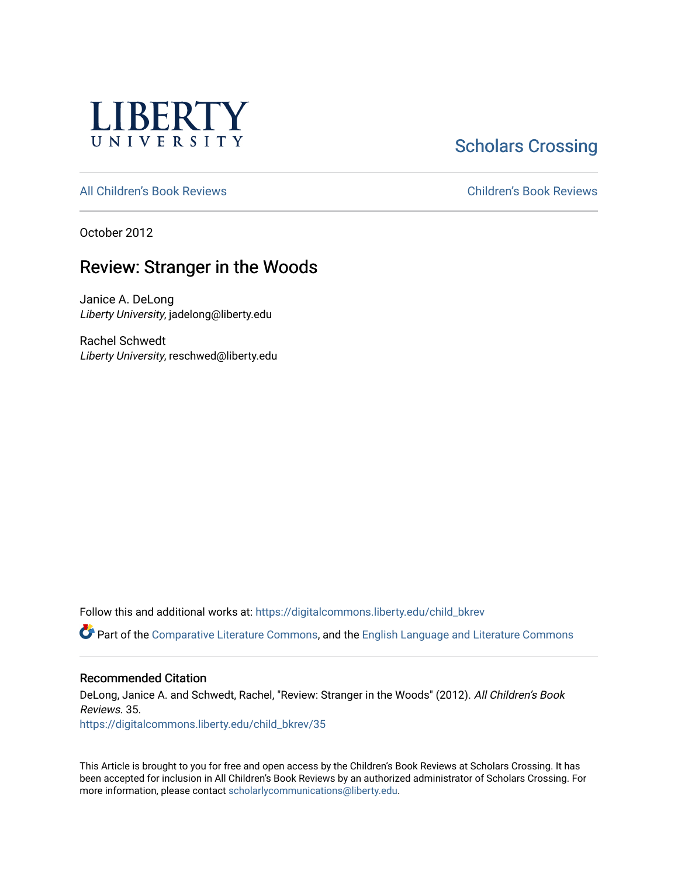LIBERTY UNIVERSITY

Scholars Crossing

All Children's Book Reviews

Children's Book Reviews

October 2012

# Review: Stranger in the Woods

Janice A. DeLong
*Liberty University*, jadelong@liberty.edu

Rachel Schwedt
*Liberty University*, reschwed@liberty.edu

Follow this and additional works at: https://digitalcommons.liberty.edu/child_bkrev

Part of the Comparative Literature Commons, and the English Language and Literature Commons

## Recommended Citation

DeLong, Janice A. and Schwedt, Rachel, "Review: Stranger in the Woods" (2012). *All Children's Book Reviews*. 35.
https://digitalcommons.liberty.edu/child_bkrev/35

This Article is brought to you for free and open access by the Children's Book Reviews at Scholars Crossing. It has been accepted for inclusion in All Children's Book Reviews by an authorized administrator of Scholars Crossing. For more information, please contact scholarlycommunications@liberty.edu.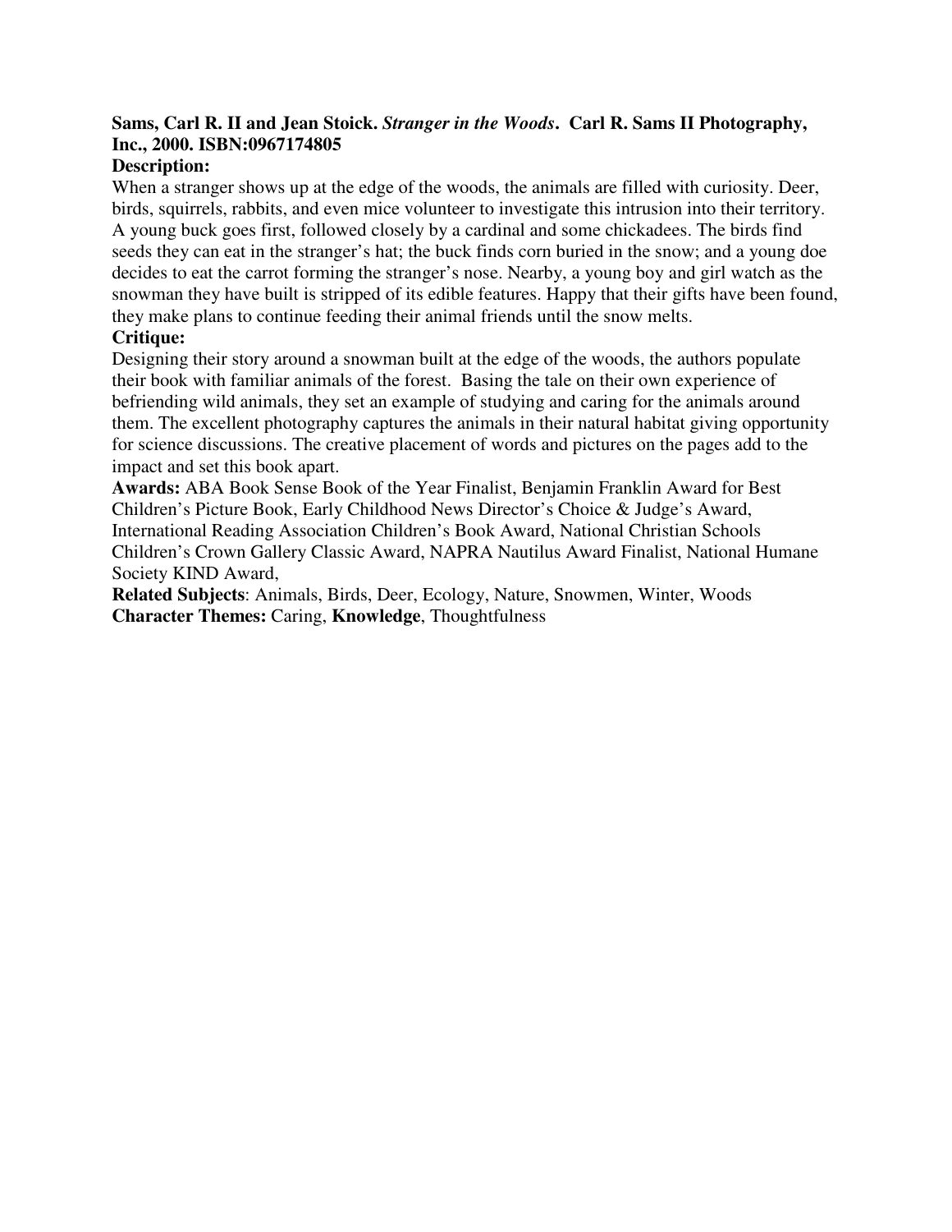**Sams, Carl R. II and Jean Stoick. *Stranger in the Woods*. Carl R. Sams II Photography, Inc., 2000. ISBN:0967174805**

**Description:**

When a stranger shows up at the edge of the woods, the animals are filled with curiosity. Deer, birds, squirrels, rabbits, and even mice volunteer to investigate this intrusion into their territory. A young buck goes first, followed closely by a cardinal and some chickadees. The birds find seeds they can eat in the stranger's hat; the buck finds corn buried in the snow; and a young doe decides to eat the carrot forming the stranger's nose. Nearby, a young boy and girl watch as the snowman they have built is stripped of its edible features. Happy that their gifts have been found, they make plans to continue feeding their animal friends until the snow melts.

**Critique:**

Designing their story around a snowman built at the edge of the woods, the authors populate their book with familiar animals of the forest. Basing the tale on their own experience of befriending wild animals, they set an example of studying and caring for the animals around them. The excellent photography captures the animals in their natural habitat giving opportunity for science discussions. The creative placement of words and pictures on the pages add to the impact and set this book apart.

**Awards:** ABA Book Sense Book of the Year Finalist, Benjamin Franklin Award for Best Children's Picture Book, Early Childhood News Director's Choice & Judge's Award, International Reading Association Children's Book Award, National Christian Schools Children's Crown Gallery Classic Award, NAPRA Nautilus Award Finalist, National Humane Society KIND Award,

**Related Subjects**: Animals, Birds, Deer, Ecology, Nature, Snowmen, Winter, Woods

**Character Themes:** Caring, **Knowledge**, Thoughtfulness